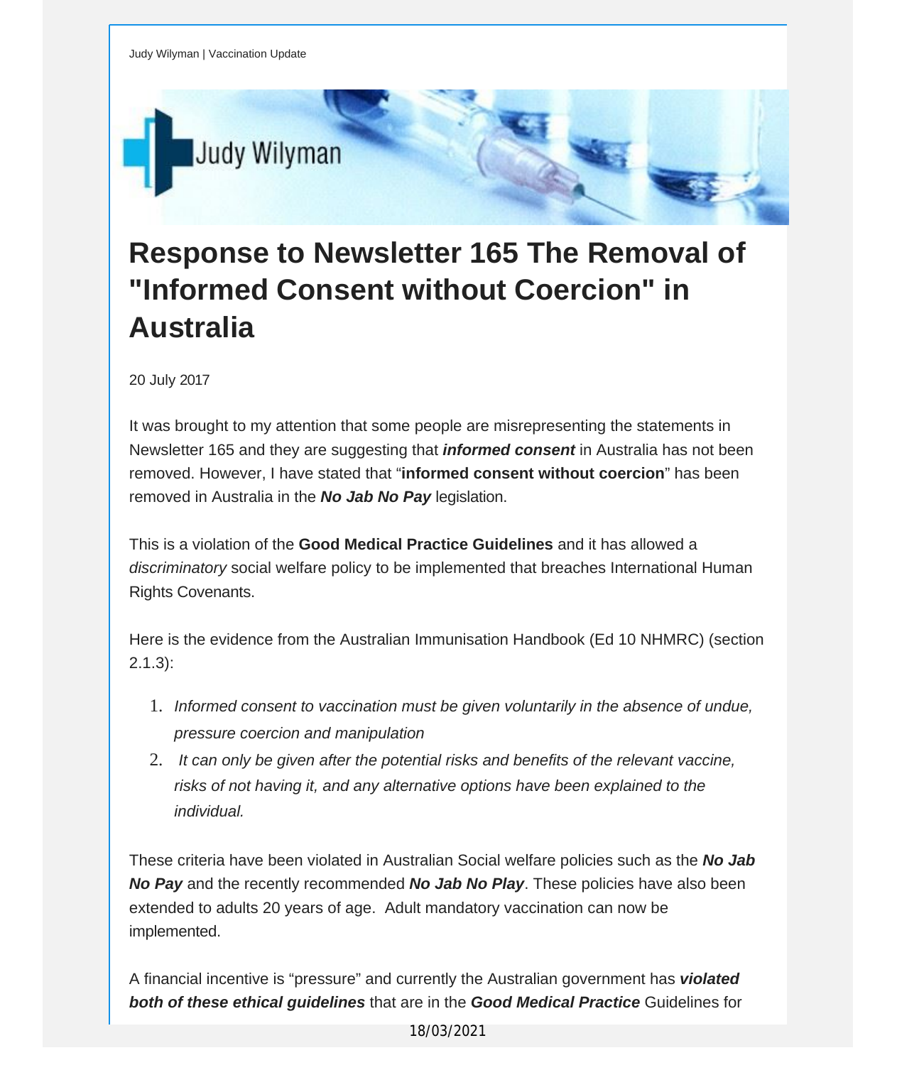Judy Wilyman | Vaccination Update

# Response to Newsletter 165 The Removal of "Informed Consent without Coercion" in Australia

20 July 2017

It was brought to my attention that some people are misrepresenting the statements in Newsletter 165 and they are suggesting that ***informed consent*** in Australia has not been removed. However, I have stated that "**informed consent without coercion**" has been removed in Australia in the ***No Jab No Pay*** legislation.

This is a violation of the **Good Medical Practice Guidelines** and it has allowed a *discriminatory* social welfare policy to be implemented that breaches International Human Rights Covenants.

Here is the evidence from the Australian Immunisation Handbook (Ed 10 NHMRC) (section 2.1.3):

1. *Informed consent to vaccination must be given voluntarily in the absence of undue, pressure coercion and manipulation*
2. *It can only be given after the potential risks and benefits of the relevant vaccine, risks of not having it, and any alternative options have been explained to the individual.*

These criteria have been violated in Australian Social welfare policies such as the ***No Jab No Pay*** and the recently recommended ***No Jab No Play***. These policies have also been extended to adults 20 years of age. Adult mandatory vaccination can now be implemented.

A financial incentive is "pressure" and currently the Australian government has ***violated both of these ethical guidelines*** that are in the ***Good Medical Practice*** Guidelines for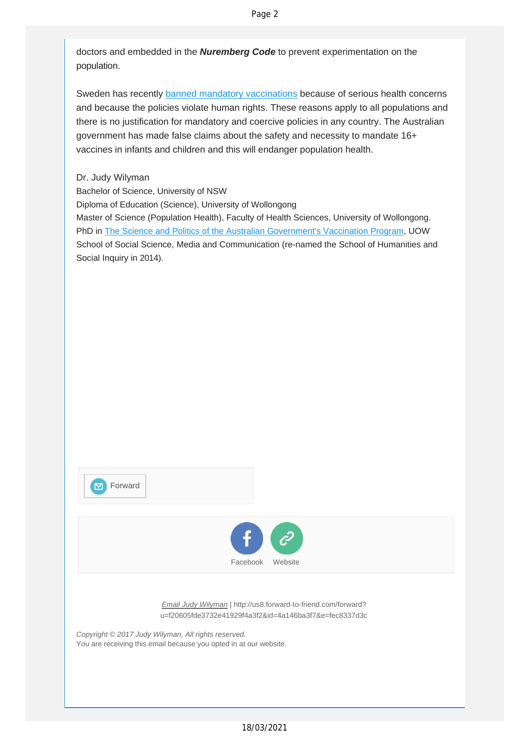doctors and embedded in the ***Nuremberg Code*** to prevent experimentation on the population.

Sweden has recently banned mandatory vaccinations because of serious health concerns and because the policies violate human rights. These reasons apply to all populations and there is no justification for mandatory and coercive policies in any country. The Australian government has made false claims about the safety and necessity to mandate 16+ vaccines in infants and children and this will endanger population health.

Dr. Judy Wilyman
Bachelor of Science, University of NSW
Diploma of Education (Science), University of Wollongong
Master of Science (Population Health), Faculty of Health Sciences, University of Wollongong.
PhD in The Science and Politics of the Australian Government's Vaccination Program, UOW School of Social Science, Media and Communication (re-named the School of Humanities and Social Inquiry in 2014).

Forward

Facebook Website

*Email Judy Wilyman* | http://us8.forward-to-friend.com/forward?u=f20605fde3732e41929f4a3f2&id=4a146ba3f7&e=fec8337d3c

*Copyright © 2017 Judy Wilyman, All rights reserved.*
You are receiving this email because you opted in at our website.

18/03/2021